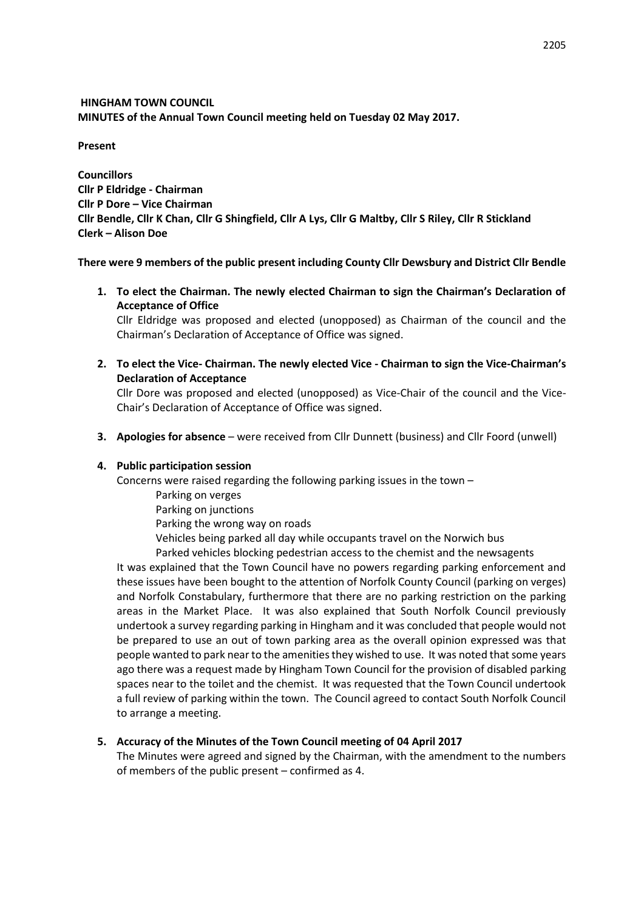**HINGHAM TOWN COUNCIL**

**MINUTES of the Annual Town Council meeting held on Tuesday 02 May 2017.**

**Present**

**Councillors**
**Cllr P Eldridge - Chairman**
**Cllr P Dore – Vice Chairman**
**Cllr Bendle, Cllr K Chan, Cllr G Shingfield, Cllr A Lys, Cllr G Maltby, Cllr S Riley, Cllr R Stickland**
**Clerk – Alison Doe**

**There were 9 members of the public present including County Cllr Dewsbury and District Cllr Bendle**

1. **To elect the Chairman. The newly elected Chairman to sign the Chairman's Declaration of Acceptance of Office**
   Cllr Eldridge was proposed and elected (unopposed) as Chairman of the council and the Chairman's Declaration of Acceptance of Office was signed.

2. **To elect the Vice- Chairman. The newly elected Vice - Chairman to sign the Vice-Chairman's Declaration of Acceptance**
   Cllr Dore was proposed and elected (unopposed) as Vice-Chair of the council and the Vice-Chair's Declaration of Acceptance of Office was signed.

3. **Apologies for absence** – were received from Cllr Dunnett (business) and Cllr Foord (unwell)

4. **Public participation session**
   Concerns were raised regarding the following parking issues in the town –
   - Parking on verges
   - Parking on junctions
   - Parking the wrong way on roads
   - Vehicles being parked all day while occupants travel on the Norwich bus
   - Parked vehicles blocking pedestrian access to the chemist and the newsagents

   It was explained that the Town Council have no powers regarding parking enforcement and these issues have been bought to the attention of Norfolk County Council (parking on verges) and Norfolk Constabulary, furthermore that there are no parking restriction on the parking areas in the Market Place. It was also explained that South Norfolk Council previously undertook a survey regarding parking in Hingham and it was concluded that people would not be prepared to use an out of town parking area as the overall opinion expressed was that people wanted to park near to the amenities they wished to use. It was noted that some years ago there was a request made by Hingham Town Council for the provision of disabled parking spaces near to the toilet and the chemist. It was requested that the Town Council undertook a full review of parking within the town. The Council agreed to contact South Norfolk Council to arrange a meeting.

5. **Accuracy of the Minutes of the Town Council meeting of 04 April 2017**
   The Minutes were agreed and signed by the Chairman, with the amendment to the numbers of members of the public present – confirmed as 4.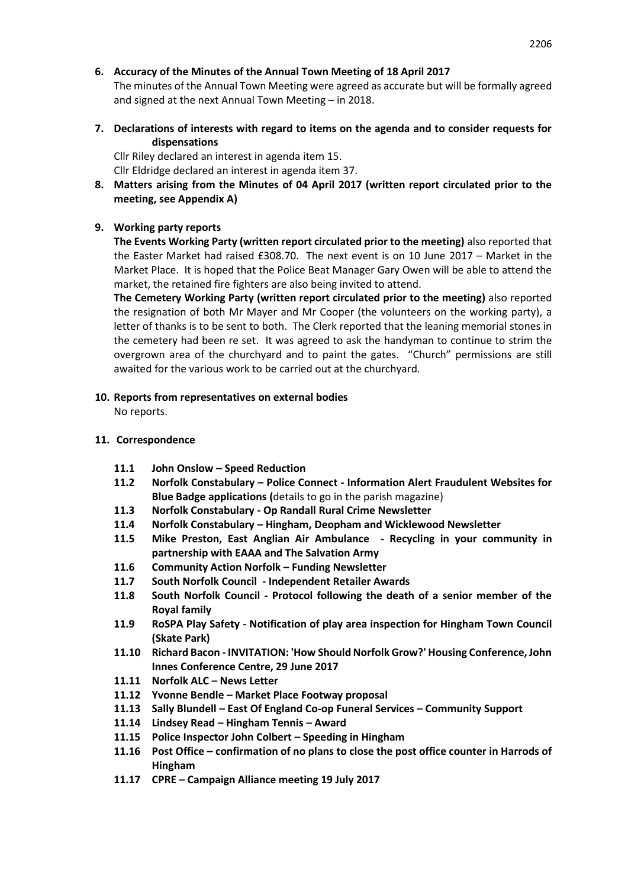**6. Accuracy of the Minutes of the Annual Town Meeting of 18 April 2017**

The minutes of the Annual Town Meeting were agreed as accurate but will be formally agreed and signed at the next Annual Town Meeting – in 2018.

**7. Declarations of interests with regard to items on the agenda and to consider requests for dispensations**

Cllr Riley declared an interest in agenda item 15.
Cllr Eldridge declared an interest in agenda item 37.

**8. Matters arising from the Minutes of 04 April 2017 (written report circulated prior to the meeting, see Appendix A)**

**9. Working party reports**

**The Events Working Party (written report circulated prior to the meeting)** also reported that the Easter Market had raised £308.70. The next event is on 10 June 2017 – Market in the Market Place. It is hoped that the Police Beat Manager Gary Owen will be able to attend the market, the retained fire fighters are also being invited to attend.

**The Cemetery Working Party (written report circulated prior to the meeting)** also reported the resignation of both Mr Mayer and Mr Cooper (the volunteers on the working party), a letter of thanks is to be sent to both. The Clerk reported that the leaning memorial stones in the cemetery had been re set. It was agreed to ask the handyman to continue to strim the overgrown area of the churchyard and to paint the gates. "Church" permissions are still awaited for the various work to be carried out at the churchyard.

**10. Reports from representatives on external bodies**

No reports.

**11. Correspondence**

- **11.1 John Onslow – Speed Reduction**
- **11.2 Norfolk Constabulary – Police Connect - Information Alert Fraudulent Websites for Blue Badge applications (**details to go in the parish magazine)
- **11.3 Norfolk Constabulary - Op Randall Rural Crime Newsletter**
- **11.4 Norfolk Constabulary – Hingham, Deopham and Wicklewood Newsletter**
- **11.5 Mike Preston, East Anglian Air Ambulance - Recycling in your community in partnership with EAAA and The Salvation Army**
- **11.6 Community Action Norfolk – Funding Newsletter**
- **11.7 South Norfolk Council - Independent Retailer Awards**
- **11.8 South Norfolk Council - Protocol following the death of a senior member of the Royal family**
- **11.9 RoSPA Play Safety - Notification of play area inspection for Hingham Town Council (Skate Park)**
- **11.10 Richard Bacon - INVITATION: 'How Should Norfolk Grow?' Housing Conference, John Innes Conference Centre, 29 June 2017**
- **11.11 Norfolk ALC – News Letter**
- **11.12 Yvonne Bendle – Market Place Footway proposal**
- **11.13 Sally Blundell – East Of England Co-op Funeral Services – Community Support**
- **11.14 Lindsey Read – Hingham Tennis – Award**
- **11.15 Police Inspector John Colbert – Speeding in Hingham**
- **11.16 Post Office – confirmation of no plans to close the post office counter in Harrods of Hingham**
- **11.17 CPRE – Campaign Alliance meeting 19 July 2017**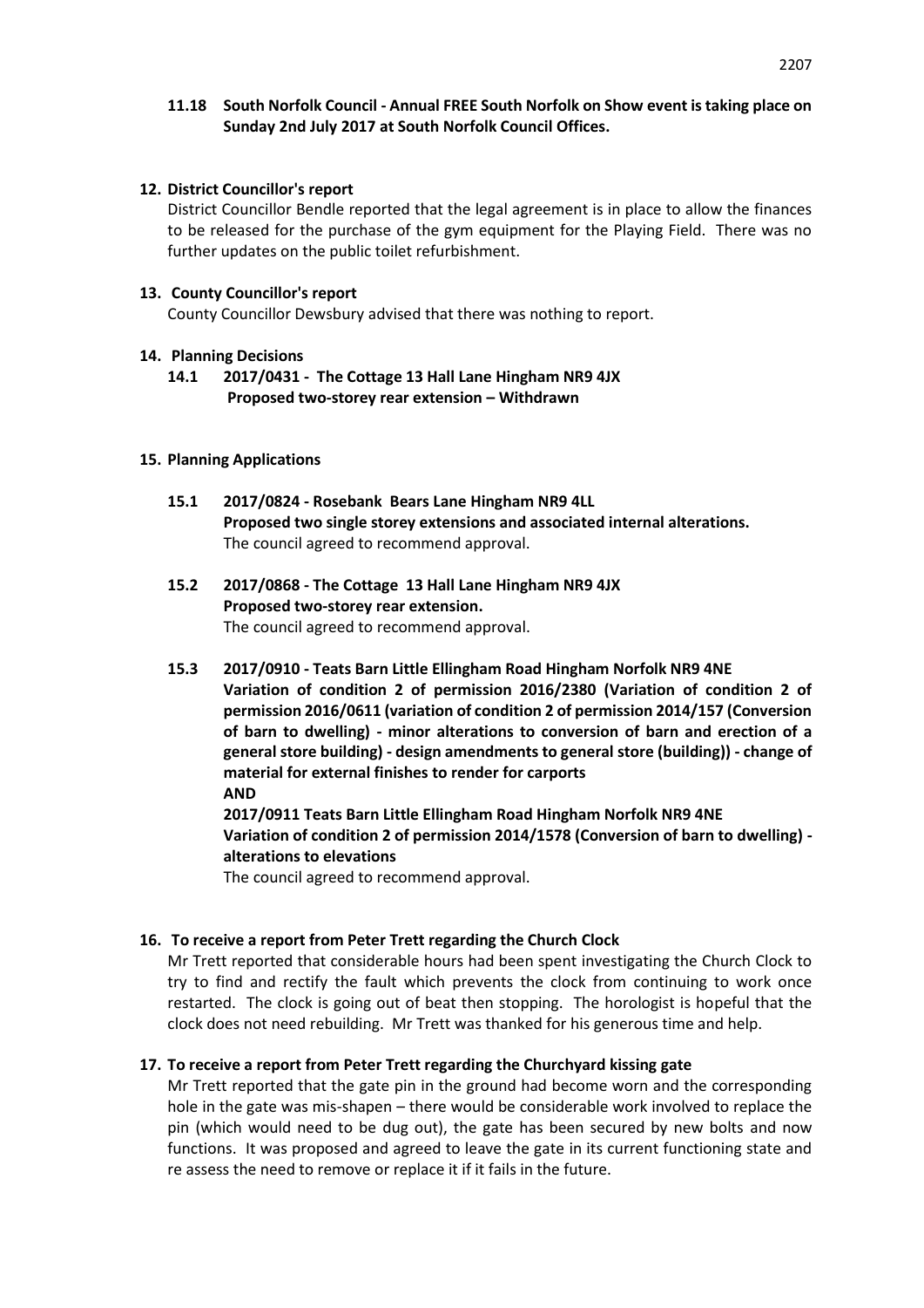**11.18 South Norfolk Council - Annual FREE South Norfolk on Show event is taking place on Sunday 2nd July 2017 at South Norfolk Council Offices.**

**12. District Councillor's report**

District Councillor Bendle reported that the legal agreement is in place to allow the finances to be released for the purchase of the gym equipment for the Playing Field. There was no further updates on the public toilet refurbishment.

**13. County Councillor's report**

County Councillor Dewsbury advised that there was nothing to report.

**14. Planning Decisions**

**14.1 2017/0431 - The Cottage 13 Hall Lane Hingham NR9 4JX**
**Proposed two-storey rear extension – Withdrawn**

**15. Planning Applications**

**15.1 2017/0824 - Rosebank Bears Lane Hingham NR9 4LL**
**Proposed two single storey extensions and associated internal alterations.**
The council agreed to recommend approval.

**15.2 2017/0868 - The Cottage 13 Hall Lane Hingham NR9 4JX**
**Proposed two-storey rear extension.**
The council agreed to recommend approval.

**15.3 2017/0910 - Teats Barn Little Ellingham Road Hingham Norfolk NR9 4NE**
**Variation of condition 2 of permission 2016/2380 (Variation of condition 2 of permission 2016/0611 (variation of condition 2 of permission 2014/157 (Conversion of barn to dwelling) - minor alterations to conversion of barn and erection of a general store building) - design amendments to general store (building)) - change of material for external finishes to render for carports**
**AND**
**2017/0911 Teats Barn Little Ellingham Road Hingham Norfolk NR9 4NE**
**Variation of condition 2 of permission 2014/1578 (Conversion of barn to dwelling) - alterations to elevations**
The council agreed to recommend approval.

**16. To receive a report from Peter Trett regarding the Church Clock**

Mr Trett reported that considerable hours had been spent investigating the Church Clock to try to find and rectify the fault which prevents the clock from continuing to work once restarted. The clock is going out of beat then stopping. The horologist is hopeful that the clock does not need rebuilding. Mr Trett was thanked for his generous time and help.

**17. To receive a report from Peter Trett regarding the Churchyard kissing gate**

Mr Trett reported that the gate pin in the ground had become worn and the corresponding hole in the gate was mis-shapen – there would be considerable work involved to replace the pin (which would need to be dug out), the gate has been secured by new bolts and now functions. It was proposed and agreed to leave the gate in its current functioning state and re assess the need to remove or replace it if it fails in the future.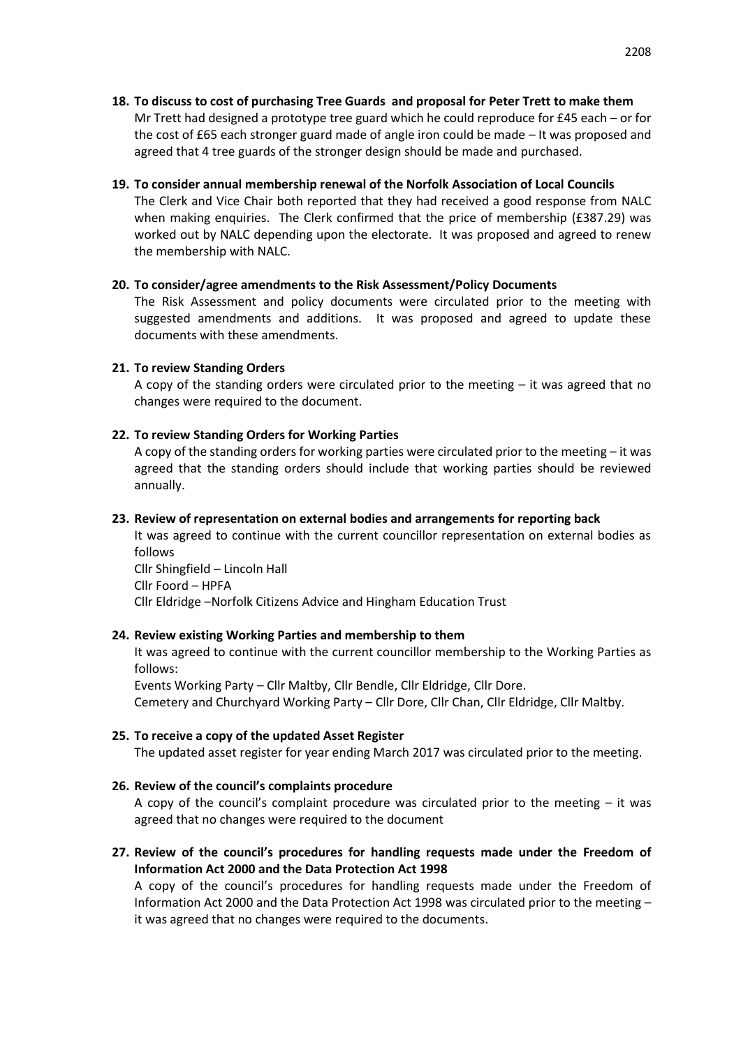**18. To discuss to cost of purchasing Tree Guards and proposal for Peter Trett to make them**

Mr Trett had designed a prototype tree guard which he could reproduce for £45 each – or for the cost of £65 each stronger guard made of angle iron could be made – It was proposed and agreed that 4 tree guards of the stronger design should be made and purchased.

**19. To consider annual membership renewal of the Norfolk Association of Local Councils**

The Clerk and Vice Chair both reported that they had received a good response from NALC when making enquiries. The Clerk confirmed that the price of membership (£387.29) was worked out by NALC depending upon the electorate. It was proposed and agreed to renew the membership with NALC.

**20. To consider/agree amendments to the Risk Assessment/Policy Documents**

The Risk Assessment and policy documents were circulated prior to the meeting with suggested amendments and additions. It was proposed and agreed to update these documents with these amendments.

**21. To review Standing Orders**

A copy of the standing orders were circulated prior to the meeting – it was agreed that no changes were required to the document.

**22. To review Standing Orders for Working Parties**

A copy of the standing orders for working parties were circulated prior to the meeting – it was agreed that the standing orders should include that working parties should be reviewed annually.

**23. Review of representation on external bodies and arrangements for reporting back**

It was agreed to continue with the current councillor representation on external bodies as follows

Cllr Shingfield – Lincoln Hall
Cllr Foord – HPFA
Cllr Eldridge –Norfolk Citizens Advice and Hingham Education Trust

**24. Review existing Working Parties and membership to them**

It was agreed to continue with the current councillor membership to the Working Parties as follows:

Events Working Party – Cllr Maltby, Cllr Bendle, Cllr Eldridge, Cllr Dore.
Cemetery and Churchyard Working Party – Cllr Dore, Cllr Chan, Cllr Eldridge, Cllr Maltby.

**25. To receive a copy of the updated Asset Register**

The updated asset register for year ending March 2017 was circulated prior to the meeting.

**26. Review of the council's complaints procedure**

A copy of the council's complaint procedure was circulated prior to the meeting – it was agreed that no changes were required to the document

**27. Review of the council's procedures for handling requests made under the Freedom of Information Act 2000 and the Data Protection Act 1998**

A copy of the council's procedures for handling requests made under the Freedom of Information Act 2000 and the Data Protection Act 1998 was circulated prior to the meeting – it was agreed that no changes were required to the documents.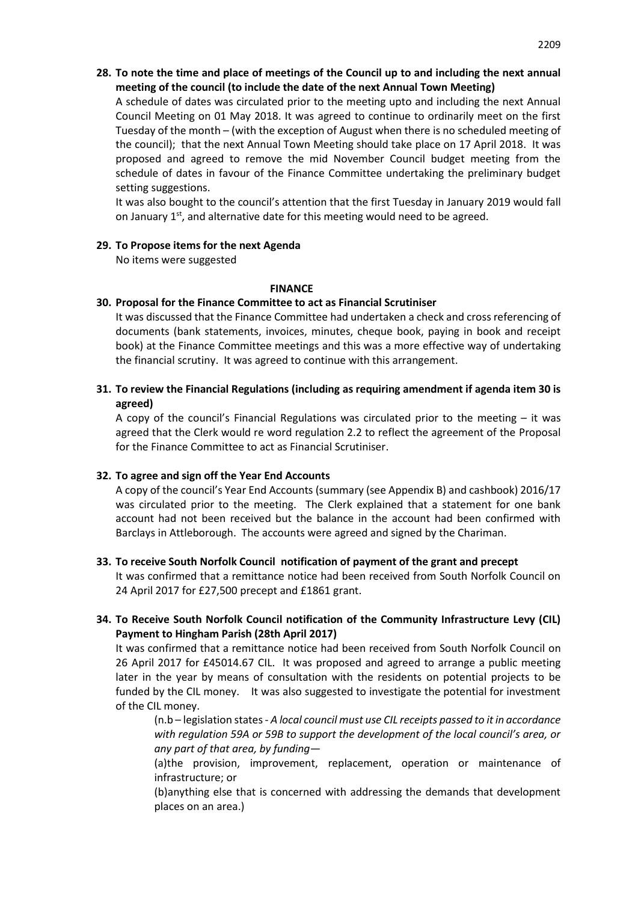**28. To note the time and place of meetings of the Council up to and including the next annual meeting of the council (to include the date of the next Annual Town Meeting)**

A schedule of dates was circulated prior to the meeting upto and including the next Annual Council Meeting on 01 May 2018. It was agreed to continue to ordinarily meet on the first Tuesday of the month – (with the exception of August when there is no scheduled meeting of the council); that the next Annual Town Meeting should take place on 17 April 2018. It was proposed and agreed to remove the mid November Council budget meeting from the schedule of dates in favour of the Finance Committee undertaking the preliminary budget setting suggestions.

It was also bought to the council's attention that the first Tuesday in January 2019 would fall on January 1st, and alternative date for this meeting would need to be agreed.

**29. To Propose items for the next Agenda**

No items were suggested

**FINANCE**

**30. Proposal for the Finance Committee to act as Financial Scrutiniser**

It was discussed that the Finance Committee had undertaken a check and cross referencing of documents (bank statements, invoices, minutes, cheque book, paying in book and receipt book) at the Finance Committee meetings and this was a more effective way of undertaking the financial scrutiny. It was agreed to continue with this arrangement.

**31. To review the Financial Regulations (including as requiring amendment if agenda item 30 is agreed)**

A copy of the council's Financial Regulations was circulated prior to the meeting – it was agreed that the Clerk would re word regulation 2.2 to reflect the agreement of the Proposal for the Finance Committee to act as Financial Scrutiniser.

**32. To agree and sign off the Year End Accounts**

A copy of the council's Year End Accounts (summary (see Appendix B) and cashbook) 2016/17 was circulated prior to the meeting. The Clerk explained that a statement for one bank account had not been received but the balance in the account had been confirmed with Barclays in Attleborough. The accounts were agreed and signed by the Chariman.

**33. To receive South Norfolk Council notification of payment of the grant and precept**

It was confirmed that a remittance notice had been received from South Norfolk Council on 24 April 2017 for £27,500 precept and £1861 grant.

**34. To Receive South Norfolk Council notification of the Community Infrastructure Levy (CIL) Payment to Hingham Parish (28th April 2017)**

It was confirmed that a remittance notice had been received from South Norfolk Council on 26 April 2017 for £45014.67 CIL. It was proposed and agreed to arrange a public meeting later in the year by means of consultation with the residents on potential projects to be funded by the CIL money. It was also suggested to investigate the potential for investment of the CIL money.

> (n.b – legislation states - *A local council must use CIL receipts passed to it in accordance with regulation 59A or 59B to support the development of the local council's area, or any part of that area, by funding—*
>
> (a)the provision, improvement, replacement, operation or maintenance of infrastructure; or
>
> (b)anything else that is concerned with addressing the demands that development places on an area.)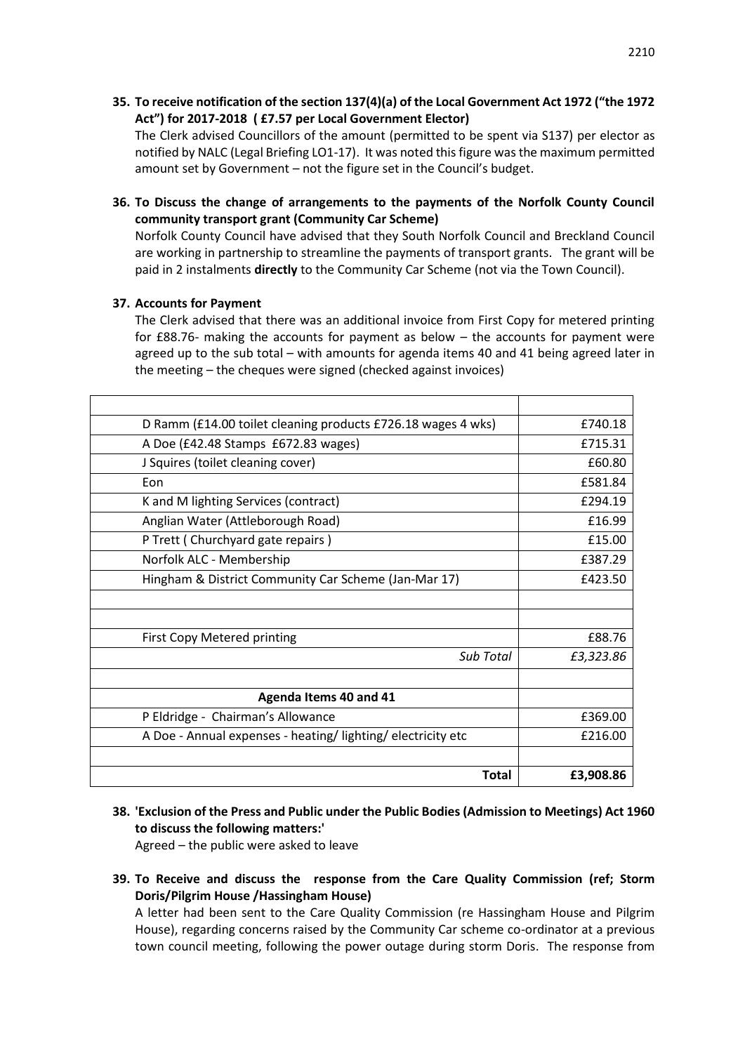**35. To receive notification of the section 137(4)(a) of the Local Government Act 1972 ("the 1972 Act") for 2017-2018 ( £7.57 per Local Government Elector)**

The Clerk advised Councillors of the amount (permitted to be spent via S137) per elector as notified by NALC (Legal Briefing LO1-17). It was noted this figure was the maximum permitted amount set by Government – not the figure set in the Council's budget.

**36. To Discuss the change of arrangements to the payments of the Norfolk County Council community transport grant (Community Car Scheme)**

Norfolk County Council have advised that they South Norfolk Council and Breckland Council are working in partnership to streamline the payments of transport grants. The grant will be paid in 2 instalments **directly** to the Community Car Scheme (not via the Town Council).

**37. Accounts for Payment**

The Clerk advised that there was an additional invoice from First Copy for metered printing for £88.76- making the accounts for payment as below – the accounts for payment were agreed up to the sub total – with amounts for agenda items 40 and 41 being agreed later in the meeting – the cheques were signed (checked against invoices)

| | |
|---|---|
| D Ramm (£14.00 toilet cleaning products £726.18 wages 4 wks) | £740.18 |
| A Doe (£42.48 Stamps £672.83 wages) | £715.31 |
| J Squires (toilet cleaning cover) | £60.80 |
| Eon | £581.84 |
| K and M lighting Services (contract) | £294.19 |
| Anglian Water (Attleborough Road) | £16.99 |
| P Trett ( Churchyard gate repairs ) | £15.00 |
| Norfolk ALC - Membership | £387.29 |
| Hingham & District Community Car Scheme (Jan-Mar 17) | £423.50 |
| | |
| | |
| First Copy Metered printing | £88.76 |
| *Sub Total* | *£3,323.86* |
| | |
| **Agenda Items 40 and 41** | |
| P Eldridge - Chairman's Allowance | £369.00 |
| A Doe - Annual expenses - heating/ lighting/ electricity etc | £216.00 |
| | |
| **Total** | **£3,908.86** |

**38. 'Exclusion of the Press and Public under the Public Bodies (Admission to Meetings) Act 1960 to discuss the following matters:'**

Agreed – the public were asked to leave

**39. To Receive and discuss the response from the Care Quality Commission (ref; Storm Doris/Pilgrim House /Hassingham House)**

A letter had been sent to the Care Quality Commission (re Hassingham House and Pilgrim House), regarding concerns raised by the Community Car scheme co-ordinator at a previous town council meeting, following the power outage during storm Doris. The response from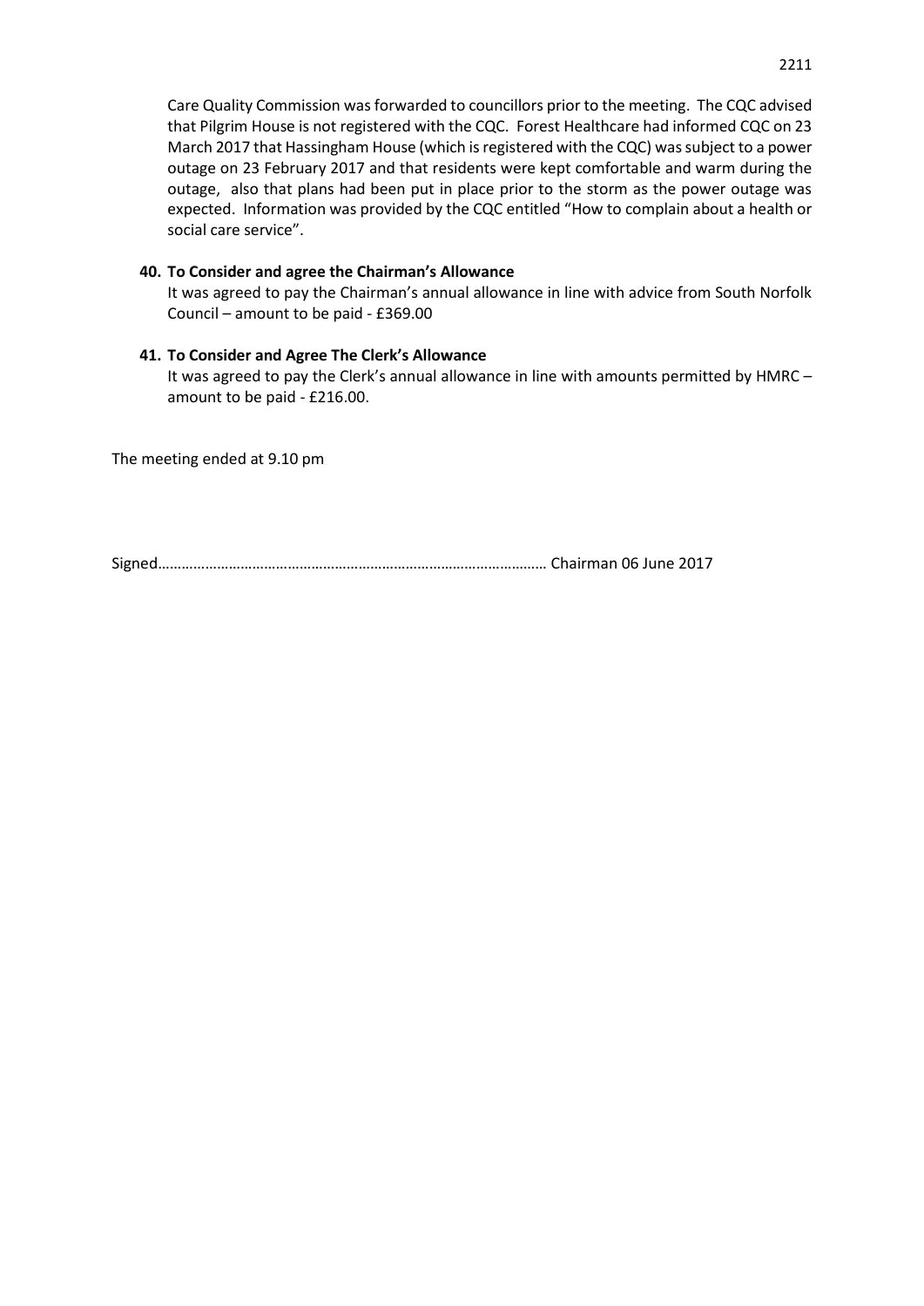Care Quality Commission was forwarded to councillors prior to the meeting. The CQC advised that Pilgrim House is not registered with the CQC. Forest Healthcare had informed CQC on 23 March 2017 that Hassingham House (which is registered with the CQC) was subject to a power outage on 23 February 2017 and that residents were kept comfortable and warm during the outage, also that plans had been put in place prior to the storm as the power outage was expected. Information was provided by the CQC entitled "How to complain about a health or social care service".

**40. To Consider and agree the Chairman's Allowance**

It was agreed to pay the Chairman's annual allowance in line with advice from South Norfolk Council – amount to be paid - £369.00

**41. To Consider and Agree The Clerk's Allowance**

It was agreed to pay the Clerk's annual allowance in line with amounts permitted by HMRC – amount to be paid - £216.00.

The meeting ended at 9.10 pm

Signed……………………………………………………………………………………… Chairman 06 June 2017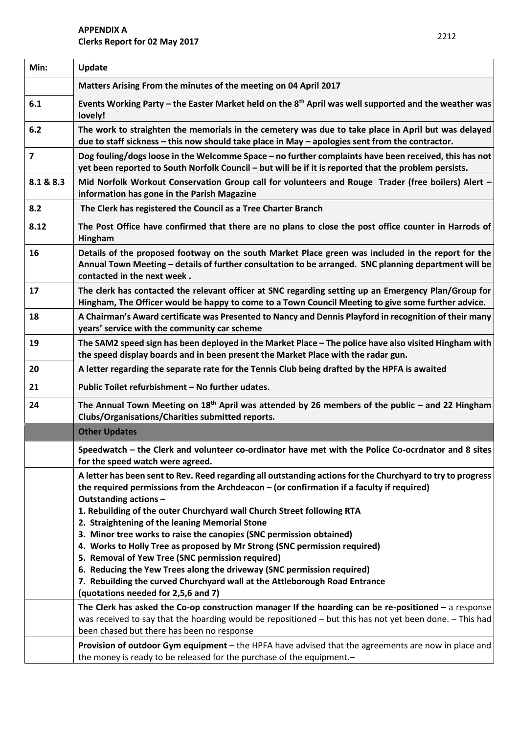**APPENDIX A**
**Clerks Report for 02 May 2017**

2212

| Min: | Update |
|---|---|
| | **Matters Arising From the minutes of the meeting on 04 April 2017** |
| 6.1 | **Events Working Party – the Easter Market held on the 8th April was well supported and the weather was lovely!** |
| 6.2 | **The work to straighten the memorials in the cemetery was due to take place in April but was delayed due to staff sickness – this now should take place in May – apologies sent from the contractor.** |
| 7 | **Dog fouling/dogs loose in the Welcomme Space – no further complaints have been received, this has not yet been reported to South Norfolk Council – but will be if it is reported that the problem persists.** |
| 8.1 & 8.3 | **Mid Norfolk Workout Conservation Group call for volunteers and Rouge Trader (free boilers) Alert – information has gone in the Parish Magazine** |
| 8.2 | **The Clerk has registered the Council as a Tree Charter Branch** |
| 8.12 | **The Post Office have confirmed that there are no plans to close the post office counter in Harrods of Hingham** |
| 16 | **Details of the proposed footway on the south Market Place green was included in the report for the Annual Town Meeting – details of further consultation to be arranged. SNC planning department will be contacted in the next week .** |
| 17 | **The clerk has contacted the relevant officer at SNC regarding setting up an Emergency Plan/Group for Hingham, The Officer would be happy to come to a Town Council Meeting to give some further advice.** |
| 18 | **A Chairman's Award certificate was Presented to Nancy and Dennis Playford in recognition of their many years' service with the community car scheme** |
| 19 | **The SAM2 speed sign has been deployed in the Market Place – The police have also visited Hingham with the speed display boards and in been present the Market Place with the radar gun.** |
| 20 | **A letter regarding the separate rate for the Tennis Club being drafted by the HPFA is awaited** |
| 21 | **Public Toilet refurbishment – No further udates.** |
| 24 | **The Annual Town Meeting on 18th April was attended by 26 members of the public – and 22 Hingham Clubs/Organisations/Charities submitted reports.** |
| | **Other Updates** |
| | **Speedwatch – the Clerk and volunteer co-ordinator have met with the Police Co-ocrdnator and 8 sites for the speed watch were agreed.** |
| | **A letter has been sent to Rev. Reed regarding all outstanding actions for the Churchyard to try to progress the required permissions from the Archdeacon – (or confirmation if a faculty if required)**<br>**Outstanding actions –**<br>**1. Rebuilding of the outer Churchyard wall Church Street following RTA**<br>**2. Straightening of the leaning Memorial Stone**<br>**3. Minor tree works to raise the canopies (SNC permission obtained)**<br>**4. Works to Holly Tree as proposed by Mr Strong (SNC permission required)**<br>**5. Removal of Yew Tree (SNC permission required)**<br>**6. Reducing the Yew Trees along the driveway (SNC permission required)**<br>**7. Rebuilding the curved Churchyard wall at the Attleborough Road Entrance**<br>**(quotations needed for 2,5,6 and 7)** |
| | **The Clerk has asked the Co-op construction manager If the hoarding can be re-positioned** – a response was received to say that the hoarding would be repositioned – but this has not yet been done. – This had been chased but there has been no response |
| | **Provision of outdoor Gym equipment** – the HPFA have advised that the agreements are now in place and the money is ready to be released for the purchase of the equipment.– |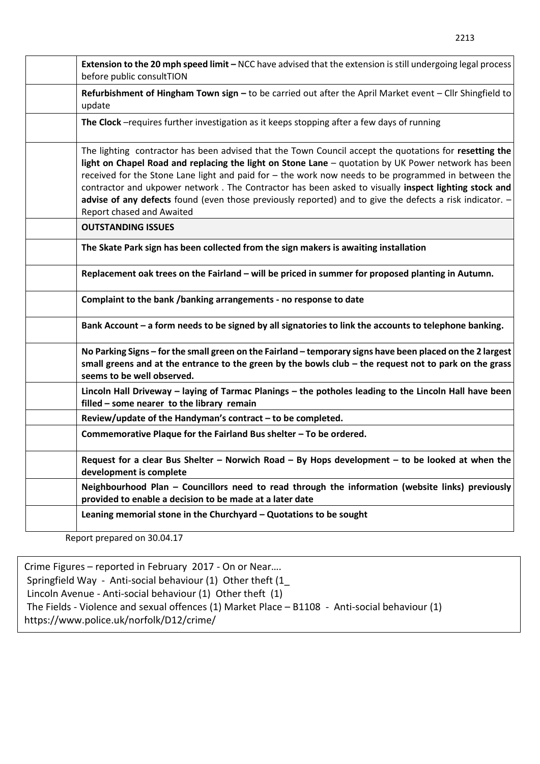| | |
|---|---|
| | **Extension to the 20 mph speed limit –** NCC have advised that the extension is still undergoing legal process before public consultTION |
| | **Refurbishment of Hingham Town sign –** to be carried out after the April Market event – Cllr Shingfield to update |
| | **The Clock** –requires further investigation as it keeps stopping after a few days of running |
| | The lighting contractor has been advised that the Town Council accept the quotations for **resetting the light on Chapel Road and replacing the light on Stone Lane** – quotation by UK Power network has been received for the Stone Lane light and paid for – the work now needs to be programmed in between the contractor and ukpower network . The Contractor has been asked to visually **inspect lighting stock and advise of any defects** found (even those previously reported) and to give the defects a risk indicator. – Report chased and Awaited |
| | **OUTSTANDING ISSUES** |
| | **The Skate Park sign has been collected from the sign makers is awaiting installation** |
| | **Replacement oak trees on the Fairland – will be priced in summer for proposed planting in Autumn.** |
| | **Complaint to the bank /banking arrangements - no response to date** |
| | **Bank Account – a form needs to be signed by all signatories to link the accounts to telephone banking.** |
| | **No Parking Signs – for the small green on the Fairland – temporary signs have been placed on the 2 largest small greens and at the entrance to the green by the bowls club – the request not to park on the grass seems to be well observed.** |
| | **Lincoln Hall Driveway – laying of Tarmac Planings – the potholes leading to the Lincoln Hall have been filled – some nearer to the library remain** |
| | **Review/update of the Handyman's contract – to be completed.** |
| | **Commemorative Plaque for the Fairland Bus shelter – To be ordered.** |
| | **Request for a clear Bus Shelter – Norwich Road – By Hops development – to be looked at when the development is complete** |
| | **Neighbourhood Plan – Councillors need to read through the information (website links) previously provided to enable a decision to be made at a later date** |
| | **Leaning memorial stone in the Churchyard – Quotations to be sought** |

Report prepared on 30.04.17

Crime Figures – reported in February 2017 - On or Near….
Springfield Way - Anti-social behaviour (1) Other theft (1_
Lincoln Avenue - Anti-social behaviour (1) Other theft (1)
The Fields - Violence and sexual offences (1) Market Place – B1108 - Anti-social behaviour (1)
https://www.police.uk/norfolk/D12/crime/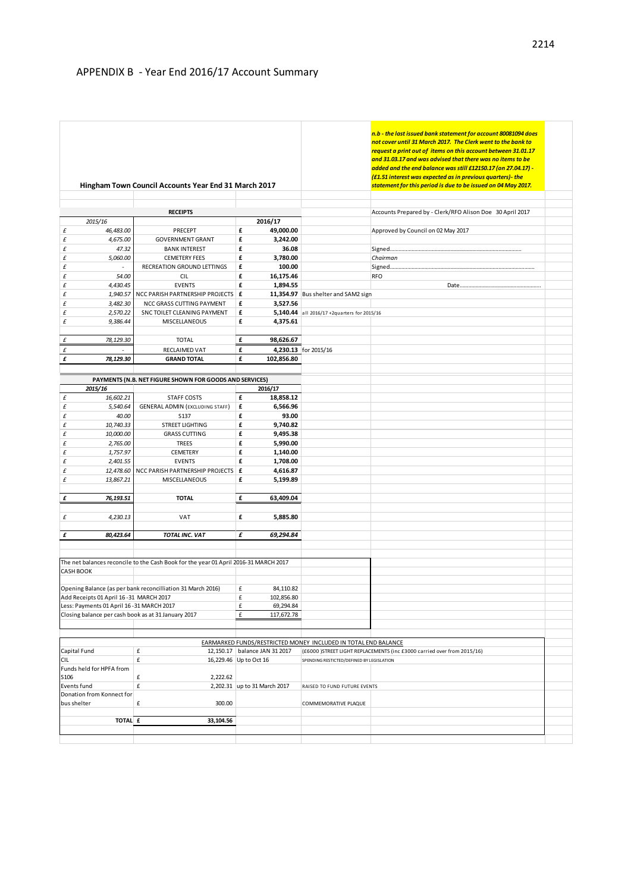# APPENDIX B - Year End 2016/17 Account Summary

***n.b - the last issued bank statement for account 80081094 does not cover until 31 March 2017. The Clerk went to the bank to request a print out of items on this account between 31.01.17 and 31.03.17 and was advised that there was no items to be added and the end balance was still £12150.17 (on 27.04.17) - (£1.51 interest was expected as in previous quarters)- the statement for this period is due to be issued on 04 May 2017.***

**Hingham Town Council Accounts Year End 31 March 2017**

Accounts Prepared by - Clerk/RFO Alison Doe 30 April 2017

Approved by Council on 02 May 2017

Signed.........................................................................................

*Chairman*

Signed.........................................................................................

RFO

Date.......................................................

| 2015/16 | RECEIPTS | 2016/17 | |
|---|---|---|---|
| £ 46,483.00 | PRECEPT | £ 49,000.00 | |
| £ 4,675.00 | GOVERNMENT GRANT | £ 3,242.00 | |
| £ 47.32 | BANK INTEREST | £ 36.08 | |
| £ 5,060.00 | CEMETERY FEES | £ 3,780.00 | |
| £ - | RECREATION GROUND LETTINGS | £ 100.00 | |
| £ 54.00 | CIL | £ 16,175.46 | |
| £ 4,430.45 | EVENTS | £ 1,894.55 | |
| £ 1,940.57 | NCC PARISH PARTNERSHIP PROJECTS | £ 11,354.97 | Bus shelter and SAM2 sign |
| £ 3,482.30 | NCC GRASS CUTTING PAYMENT | £ 3,527.56 | |
| £ 2,570.22 | SNC TOILET CLEANING PAYMENT | £ 5,140.44 | all 2016/17 +2quarters for 2015/16 |
| £ 9,386.44 | MISCELLANEOUS | £ 4,375.61 | |
| £ 78,129.30 | TOTAL | £ 98,626.67 | |
| £ - | RECLAIMED VAT | £ 4,230.13 | for 2015/16 |
| ***£ 78,129.30*** | **GRAND TOTAL** | **£ 102,856.80** | |

| 2015/16 | PAYMENTS (N.B. NET FIGURE SHOWN FOR GOODS AND SERVICES) | 2016/17 |
|---|---|---|
| £ 16,602.21 | STAFF COSTS | £ 18,858.12 |
| £ 5,540.64 | GENERAL ADMIN (EXCLUDING STAFF) | £ 6,566.96 |
| £ 40.00 | S137 | £ 93.00 |
| £ 10,740.33 | STREET LIGHTING | £ 9,740.82 |
| £ 10,000.00 | GRASS CUTTING | £ 9,495.38 |
| £ 2,765.00 | TREES | £ 5,990.00 |
| £ 1,757.97 | CEMETERY | £ 1,140.00 |
| £ 2,401.55 | EVENTS | £ 1,708.00 |
| £ 12,478.60 | NCC PARISH PARTNERSHIP PROJECTS | £ 4,616.87 |
| £ 13,867.21 | MISCELLANEOUS | £ 5,199.89 |
| ***£ 76,193.51*** | **TOTAL** | **£ 63,409.04** |
| £ 4,230.13 | VAT | £ 5,885.80 |
| ***£ 80,423.64*** | ***TOTAL INC. VAT*** | ***£ 69,294.84*** |

The net balances reconcile to the Cash Book for the year 01 April 2016-31 MARCH 2017

CASH BOOK

| | |
|---|---|
| Opening Balance (as per bank reconcilliation 31 March 2016) | £ 84,110.82 |
| Add Receipts 01 April 16 -31 MARCH 2017 | £ 102,856.80 |
| Less: Payments 01 April 16 -31 MARCH 2017 | £ 69,294.84 |
| Closing balance per cash book as at 31 January 2017 | £ 117,672.78 |

EARMARKED FUNDS/RESTRICTED MONEY INCLUDED IN TOTAL END BALANCE

| | | | |
|---|---|---|---|
| Capital Fund | £ 12,150.17 | balance JAN 31 2017 | (£6000 )STREET LIGHT REPLACEMENTS (inc £3000 carried over from 2015/16) |
| CIL | £ 16,229.46 | Up to Oct 16 | SPENDING RESTICTED/DEFINED BY LEGISLATION |
| Funds held for HPFA from S106 | £ 2,222.62 | | |
| Events fund | £ 2,202.31 | up to 31 March 2017 | RAISED TO FUND FUTURE EVENTS |
| Donation from Konnect for bus shelter | £ 300.00 | | COMMEMORATIVE PLAQUE |
| **TOTAL** | **£ 33,104.56** | | |